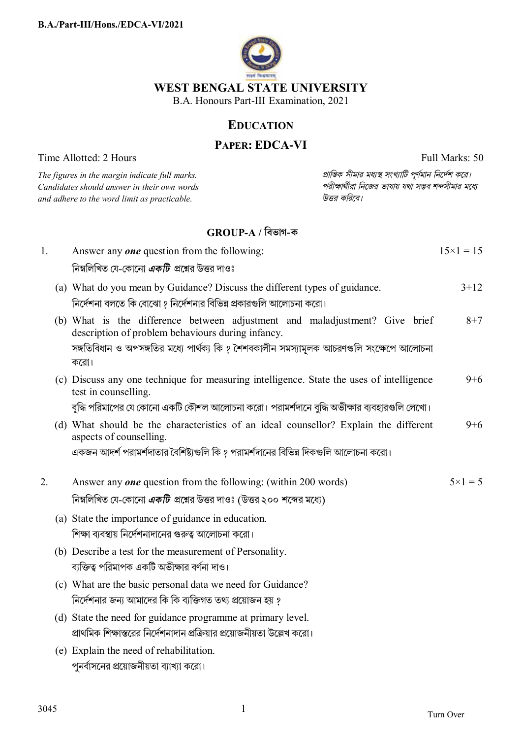# WEST BENGAL STATE UNIVERSITY

B.A. Honours Part-III Examination, 2021

## EDUCATION

## PAPER: EDCA-VI

Time Allotted: 2 Hours — Full Marks: 50

*The figures in the margin indicate full marks. Candidates should answer in their own words and adhere to the word limit as practicable.*

*প্রান্তিক সীমার মধ্যস্থ সংখ্যাটি পূর্ণমান নির্দেশ করে। পরীক্ষার্থীরা নিজের ভাষায় যথা সম্ভব শব্দসীমার মধ্যে উত্তর করিবে।*

### GROUP-A / বিভাগ-ক

1. Answer any ***one*** question from the following: — $15\times1 = 15$

   নিম্নলিখিত যে-কোনো ***একটি*** প্রশ্নের উত্তর দাওঃ

   (a) What do you mean by Guidance? Discuss the different types of guidance. — 3+12

   নির্দেশনা বলতে কি বোঝো ? নির্দেশনার বিভিন্ন প্রকারগুলি আলোচনা করো।

   (b) What is the difference between adjustment and maladjustment? Give brief description of problem behaviours during infancy. — 8+7

   সঙ্গতিবিধান ও অপসঙ্গতির মধ্যে পার্থক্য কি ? শৈশবকালীন সমস্যামূলক আচরণগুলি সংক্ষেপে আলোচনা করো।

   (c) Discuss any one technique for measuring intelligence. State the uses of intelligence test in counselling. — 9+6

   বুদ্ধি পরিমাপের যে কোনো একটি কৌশল আলোচনা করো। পরামর্শদানে বুদ্ধি অভীক্ষার ব্যবহারগুলি লেখো।

   (d) What should be the characteristics of an ideal counsellor? Explain the different aspects of counselling. — 9+6

   একজন আদর্শ পরামর্শদাতার বৈশিষ্ট্যগুলি কি ? পরামর্শদানের বিভিন্ন দিকগুলি আলোচনা করো।

2. Answer any ***one*** question from the following: (within 200 words) — $5\times1 = 5$

   নিম্নলিখিত যে-কোনো ***একটি*** প্রশ্নের উত্তর দাওঃ (উত্তর ২০০ শব্দের মধ্যে)

   (a) State the importance of guidance in education.

   শিক্ষা ব্যবস্থায় নির্দেশনাদানের গুরুত্ব আলোচনা করো।

   (b) Describe a test for the measurement of Personality.

   ব্যক্তিত্ব পরিমাপক একটি অভীক্ষার বর্ণনা দাও।

   (c) What are the basic personal data we need for Guidance?

   নির্দেশনার জন্য আমাদের কি কি ব্যক্তিগত তথ্য প্রয়োজন হয় ?

   (d) State the need for guidance programme at primary level.

   প্রাথমিক শিক্ষাস্তরের নির্দেশনাদান প্রক্রিয়ার প্রয়োজনীয়তা উল্লেখ করো।

   (e) Explain the need of rehabilitation.

   পুনর্বাসনের প্রয়োজনীয়তা ব্যাখ্যা করো।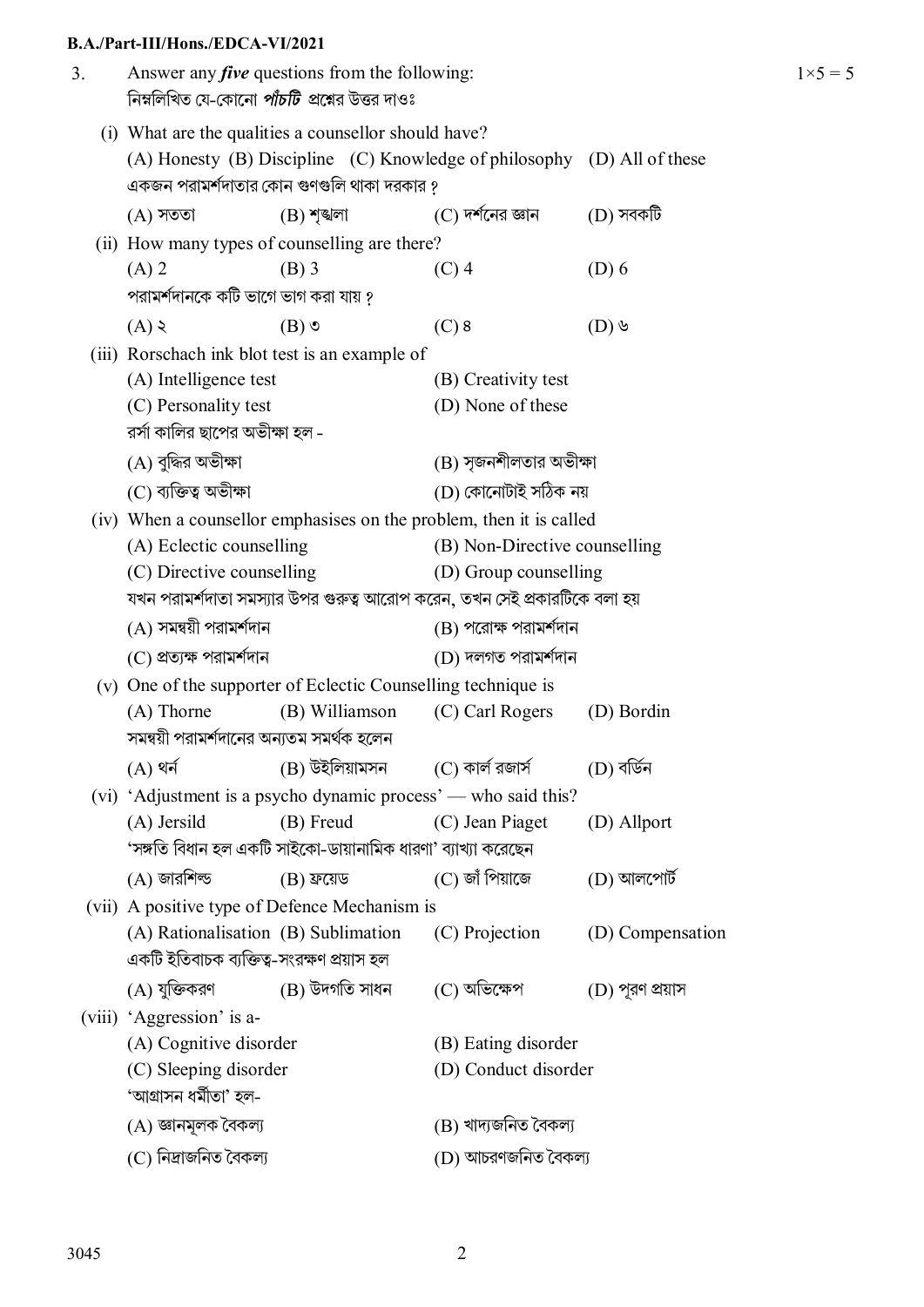3. Answer any ***five*** questions from the following: $1 \times 5 = 5$

নিম্নলিখিত যে-কোনো ***পাঁচটি*** প্রশ্নের উত্তর দাওঃ

(i) What are the qualities a counsellor should have?

(A) Honesty (B) Discipline (C) Knowledge of philosophy (D) All of these

একজন পরামর্শদাতার কোন গুণগুলি থাকা দরকার ?

(A) সততা (B) শৃঙ্খলা (C) দর্শনের জ্ঞান (D) সবকটি

(ii) How many types of counselling are there?

(A) 2 (B) 3 (C) 4 (D) 6

পরামর্শদানকে কটি ভাগে ভাগ করা যায় ?

(A) ২ (B) ৩ (C) ৪ (D) ৬

(iii) Rorschach ink blot test is an example of

(A) Intelligence test (B) Creativity test

(C) Personality test (D) None of these

রর্সা কালির ছাপের অভীক্ষা হল -

(A) বুদ্ধির অভীক্ষা (B) সৃজনশীলতার অভীক্ষা

(C) ব্যক্তিত্ব অভীক্ষা (D) কোনোটাই সঠিক নয়

(iv) When a counsellor emphasises on the problem, then it is called

(A) Eclectic counselling (B) Non-Directive counselling

(C) Directive counselling (D) Group counselling

যখন পরামর্শদাতা সমস্যার উপর গুরুত্ব আরোপ করেন, তখন সেই প্রকারটিকে বলা হয়

(A) সমন্বয়ী পরামর্শদান (B) পরোক্ষ পরামর্শদান

(C) প্রত্যক্ষ পরামর্শদান (D) দলগত পরামর্শদান

(v) One of the supporter of Eclectic Counselling technique is

(A) Thorne (B) Williamson (C) Carl Rogers (D) Bordin

সমন্বয়ী পরামর্শদানের অন্যতম সমর্থক হলেন

(A) থর্ন (B) উইলিয়ামসন (C) কার্ল রজার্স (D) বর্ডিন

(vi) 'Adjustment is a psycho dynamic process' — who said this?

(A) Jersild (B) Freud (C) Jean Piaget (D) Allport

'সঙ্গতি বিধান হল একটি সাইকো-ডায়ানামিক ধারণা' ব্যাখ্যা করেছেন

(A) জারশিল্ড (B) ফ্রয়েড (C) জাঁ পিয়াজে (D) আলপোর্ট

(vii) A positive type of Defence Mechanism is

(A) Rationalisation (B) Sublimation (C) Projection (D) Compensation

একটি ইতিবাচক ব্যক্তিত্ব-সংরক্ষণ প্রয়াস হল

(A) যুক্তিকরণ (B) উদগতি সাধন (C) অভিক্ষেপ (D) পূরণ প্রয়াস

(viii) 'Aggression' is a-

(A) Cognitive disorder (B) Eating disorder

(C) Sleeping disorder (D) Conduct disorder

'আগ্রাসন ধর্মীতা' হল-

(A) জ্ঞানমূলক বৈকল্য (B) খাদ্যজনিত বৈকল্য

(C) নিদ্রাজনিত বৈকল্য (D) আচরণজনিত বৈকল্য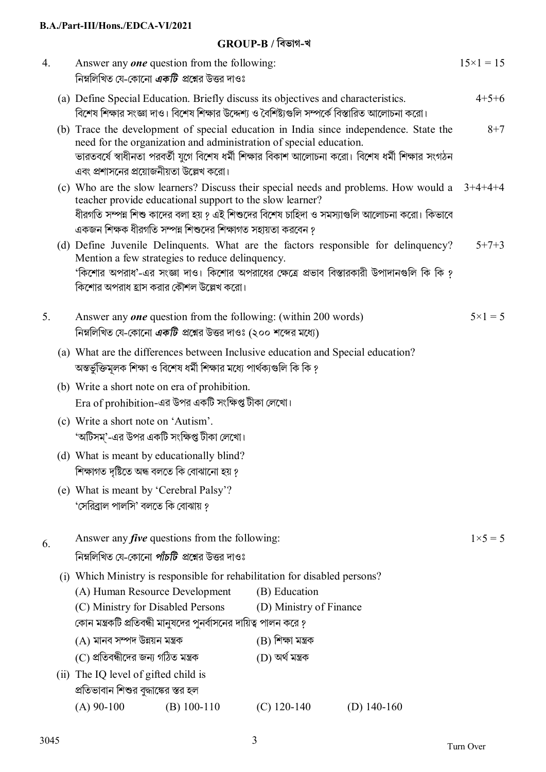## GROUP-B / বিভাগ-খ

4. Answer any ***one*** question from the following: 15×1 = 15
নিম্নলিখিত যে-কোনো ***একটি*** প্রশ্নের উত্তর দাওঃ

(a) Define Special Education. Briefly discuss its objectives and characteristics. 4+5+6
বিশেষ শিক্ষার সংজ্ঞা দাও। বিশেষ শিক্ষার উদ্দেশ্য ও বৈশিষ্ট্যগুলি সম্পর্কে বিস্তারিত আলোচনা করো।

(b) Trace the development of special education in India since independence. State the need for the organization and administration of special education. 8+7
ভারতবর্ষে স্বাধীনতা পরবর্তী যুগে বিশেষ ধর্মী শিক্ষার বিকাশ আলোচনা করো। বিশেষ ধর্মী শিক্ষার সংগঠন এবং প্রশাসনের প্রয়োজনীয়তা উল্লেখ করো।

(c) Who are the slow learners? Discuss their special needs and problems. How would a teacher provide educational support to the slow learner? 3+4+4+4
ধীরগতি সম্পন্ন শিশু কাদের বলা হয় ? এই শিশুদের বিশেষ চাহিদা ও সমস্যাগুলি আলোচনা করো। কিভাবে একজন শিক্ষক ধীরগতি সম্পন্ন শিশুদের শিক্ষাগত সহায়তা করবেন ?

(d) Define Juvenile Delinquents. What are the factors responsible for delinquency? Mention a few strategies to reduce delinquency. 5+7+3
'কিশোর অপরাধ'-এর সংজ্ঞা দাও। কিশোর অপরাধের ক্ষেত্রে প্রভাব বিস্তারকারী উপাদানগুলি কি কি ? কিশোর অপরাধ হ্রাস করার কৌশল উল্লেখ করো।

5. Answer any ***one*** question from the following: (within 200 words) 5×1 = 5
নিম্নলিখিত যে-কোনো ***একটি*** প্রশ্নের উত্তর দাওঃ (২০০ শব্দের মধ্যে)

(a) What are the differences between Inclusive education and Special education?
অন্তর্ভুক্তিমূলক শিক্ষা ও বিশেষ ধর্মী শিক্ষার মধ্যে পার্থক্যগুলি কি কি ?

(b) Write a short note on era of prohibition.
Era of prohibition-এর উপর একটি সংক্ষিপ্ত টীকা লেখো।

(c) Write a short note on 'Autism'.
'অটিসম্'-এর উপর একটি সংক্ষিপ্ত টীকা লেখো।

(d) What is meant by educationally blind?
শিক্ষাগত দৃষ্টিতে অন্ধ বলতে কি বোঝানো হয় ?

(e) What is meant by 'Cerebral Palsy'?
'সেরিব্রাল পালসি' বলতে কি বোঝায় ?

6. Answer any ***five*** questions from the following: 1×5 = 5
নিম্নলিখিত যে-কোনো ***পাঁচটি*** প্রশ্নের উত্তর দাওঃ

(i) Which Ministry is responsible for rehabilitation for disabled persons?
(A) Human Resource Development (B) Education
(C) Ministry for Disabled Persons (D) Ministry of Finance
কোন মন্ত্রকটি প্রতিবন্ধী মানুষদের পুনর্বাসনের দায়িত্ব পালন করে ?
(A) মানব সম্পদ উন্নয়ন মন্ত্রক (B) শিক্ষা মন্ত্রক
(C) প্রতিবন্ধীদের জন্য গঠিত মন্ত্রক (D) অর্থ মন্ত্রক

(ii) The IQ level of gifted child is
প্রতিভাবান শিশুর বুদ্ধাঙ্কের স্তর হল
(A) 90-100 (B) 100-110 (C) 120-140 (D) 140-160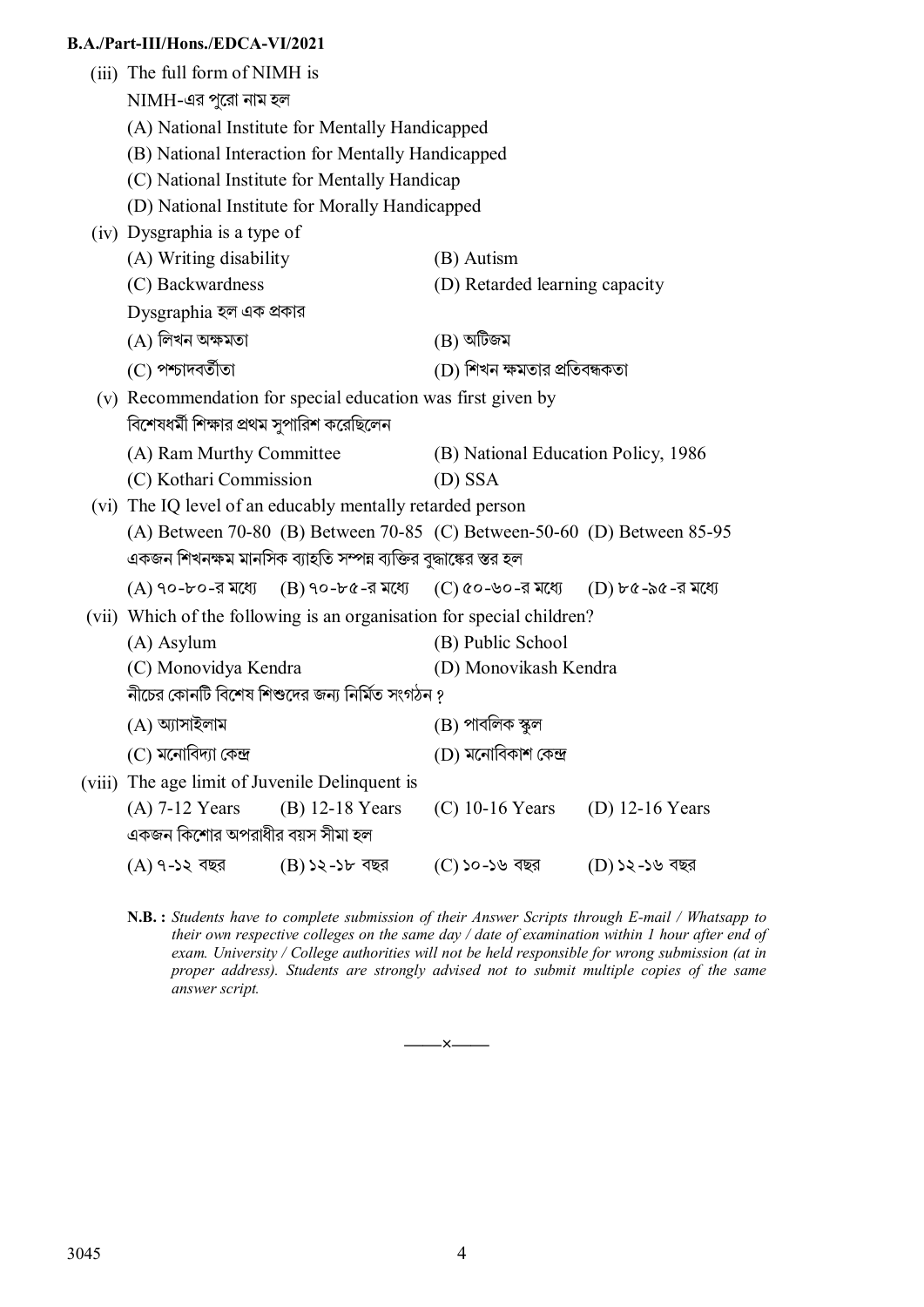(iii) The full form of NIMH is

NIMH-এর পুরো নাম হল

(A) National Institute for Mentally Handicapped

(B) National Interaction for Mentally Handicapped

(C) National Institute for Mentally Handicap

(D) National Institute for Morally Handicapped

(iv) Dysgraphia is a type of

(A) Writing disability (B) Autism

(C) Backwardness (D) Retarded learning capacity

Dysgraphia হল এক প্রকার

(A) লিখন অক্ষমতা (B) অটিজম

(C) পশ্চাদবর্তীতা (D) শিখন ক্ষমতার প্রতিবন্ধকতা

(v) Recommendation for special education was first given by

বিশেষধর্মী শিক্ষার প্রথম সুপারিশ করেছিলেন

(A) Ram Murthy Committee (B) National Education Policy, 1986

(C) Kothari Commission (D) SSA

(vi) The IQ level of an educably mentally retarded person

(A) Between 70-80 (B) Between 70-85 (C) Between-50-60 (D) Between 85-95

একজন শিখনক্ষম মানসিক ব্যাহতি সম্পন্ন ব্যক্তির বুদ্ধাঙ্কের স্তর হল

(A) ৭০-৮০-র মধ্যে (B) ৭০-৮৫-র মধ্যে (C) ৫০-৬০-র মধ্যে (D) ৮৫-৯৫-র মধ্যে

(vii) Which of the following is an organisation for special children?

(A) Asylum (B) Public School

(C) Monovidya Kendra (D) Monovikash Kendra

নীচের কোনটি বিশেষ শিশুদের জন্য নির্মিত সংগঠন?

(A) অ্যাসাইলাম (B) পাবলিক স্কুল

(C) মনোবিদ্যা কেন্দ্র (D) মনোবিকাশ কেন্দ্র

(viii) The age limit of Juvenile Delinquent is

(A) 7-12 Years (B) 12-18 Years (C) 10-16 Years (D) 12-16 Years

একজন কিশোর অপরাধীর বয়স সীমা হল

(A) ৭-১২ বছর (B) ১২-১৮ বছর (C) ১০-১৬ বছর (D) ১২-১৬ বছর

**N.B. :** *Students have to complete submission of their Answer Scripts through E-mail / Whatsapp to their own respective colleges on the same day / date of examination within 1 hour after end of exam. University / College authorities will not be held responsible for wrong submission (at in proper address). Students are strongly advised not to submit multiple copies of the same answer script.*

——×——